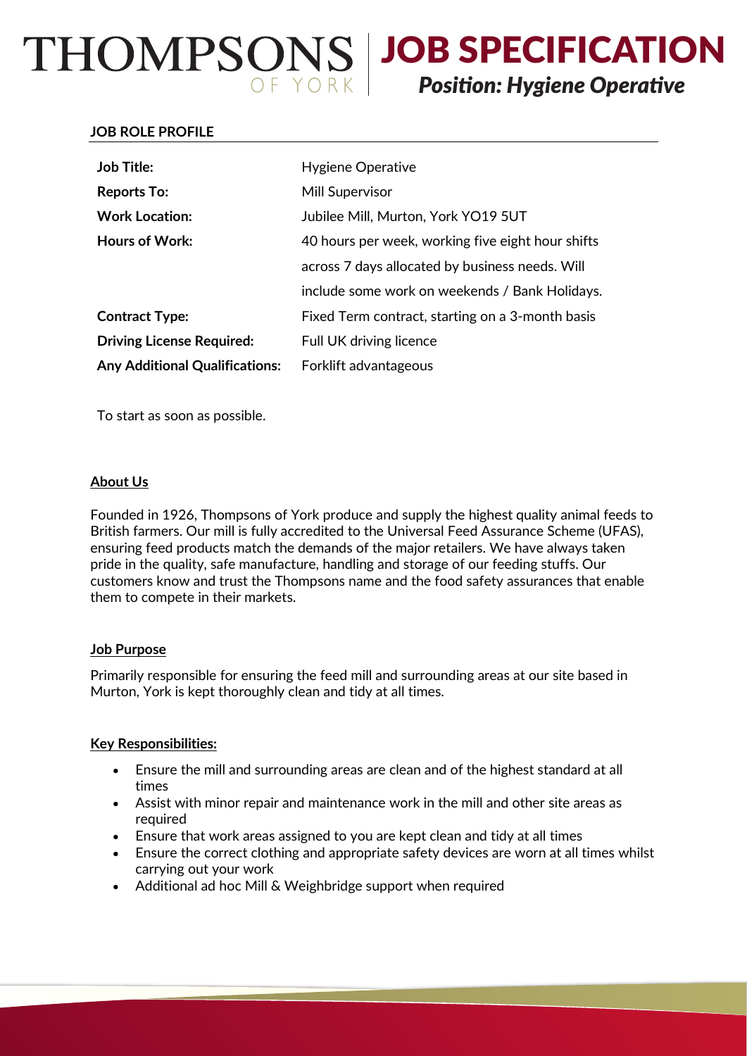# THOMPSONS OF YORK | JOB SPECIFICATION

## *Position: Hygiene Operative*

**JOB ROLE PROFILE**

| | |
|---|---|
| **Job Title:** | Hygiene Operative |
| **Reports To:** | Mill Supervisor |
| **Work Location:** | Jubilee Mill, Murton, York YO19 5UT |
| **Hours of Work:** | 40 hours per week, working five eight hour shifts across 7 days allocated by business needs. Will include some work on weekends / Bank Holidays. |
| **Contract Type:** | Fixed Term contract, starting on a 3-month basis |
| **Driving License Required:** | Full UK driving licence |
| **Any Additional Qualifications:** | Forklift advantageous |

To start as soon as possible.

**About Us**

Founded in 1926, Thompsons of York produce and supply the highest quality animal feeds to British farmers. Our mill is fully accredited to the Universal Feed Assurance Scheme (UFAS), ensuring feed products match the demands of the major retailers. We have always taken pride in the quality, safe manufacture, handling and storage of our feeding stuffs. Our customers know and trust the Thompsons name and the food safety assurances that enable them to compete in their markets.

**Job Purpose**

Primarily responsible for ensuring the feed mill and surrounding areas at our site based in Murton, York is kept thoroughly clean and tidy at all times.

**Key Responsibilities:**

- Ensure the mill and surrounding areas are clean and of the highest standard at all times
- Assist with minor repair and maintenance work in the mill and other site areas as required
- Ensure that work areas assigned to you are kept clean and tidy at all times
- Ensure the correct clothing and appropriate safety devices are worn at all times whilst carrying out your work
- Additional ad hoc Mill & Weighbridge support when required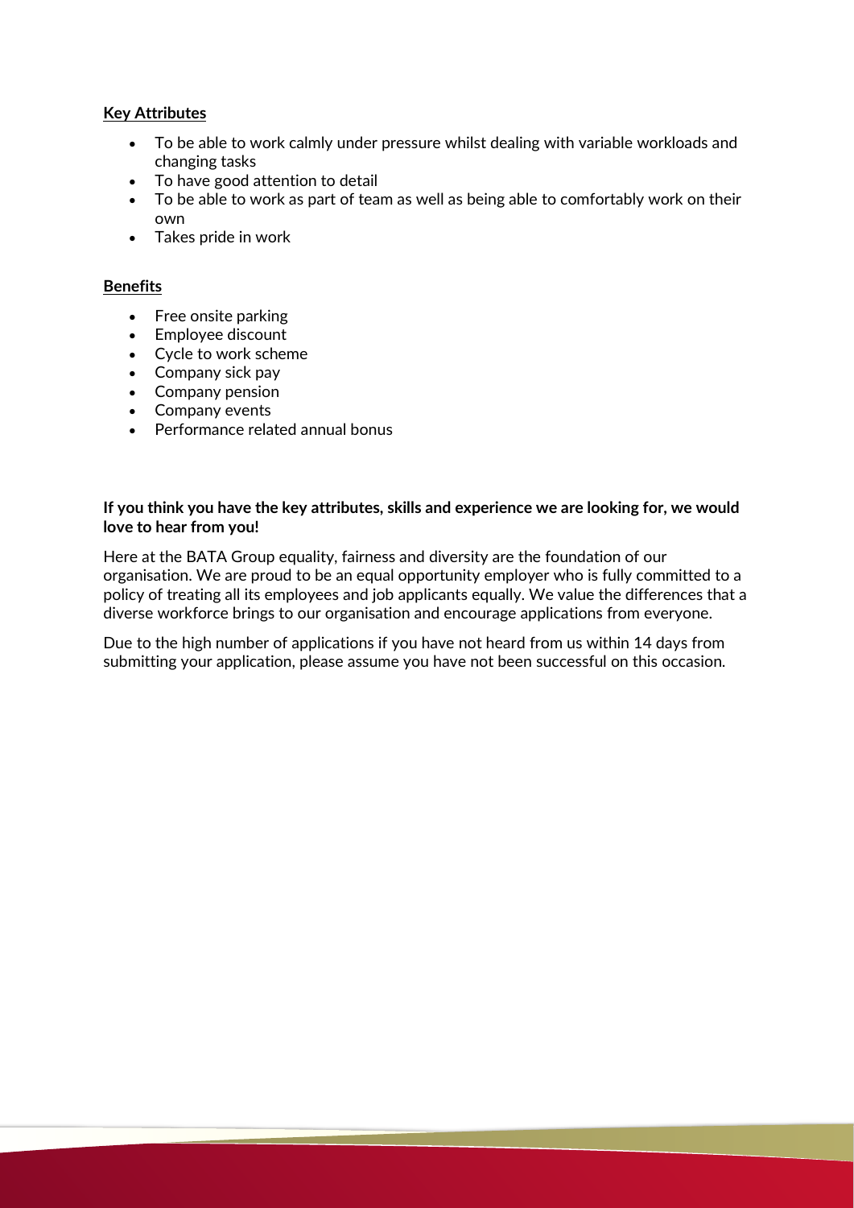**Key Attributes**

- To be able to work calmly under pressure whilst dealing with variable workloads and changing tasks
- To have good attention to detail
- To be able to work as part of team as well as being able to comfortably work on their own
- Takes pride in work

**Benefits**

- Free onsite parking
- Employee discount
- Cycle to work scheme
- Company sick pay
- Company pension
- Company events
- Performance related annual bonus

**If you think you have the key attributes, skills and experience we are looking for, we would love to hear from you!**

Here at the BATA Group equality, fairness and diversity are the foundation of our organisation. We are proud to be an equal opportunity employer who is fully committed to a policy of treating all its employees and job applicants equally. We value the differences that a diverse workforce brings to our organisation and encourage applications from everyone.

Due to the high number of applications if you have not heard from us within 14 days from submitting your application, please assume you have not been successful on this occasion.